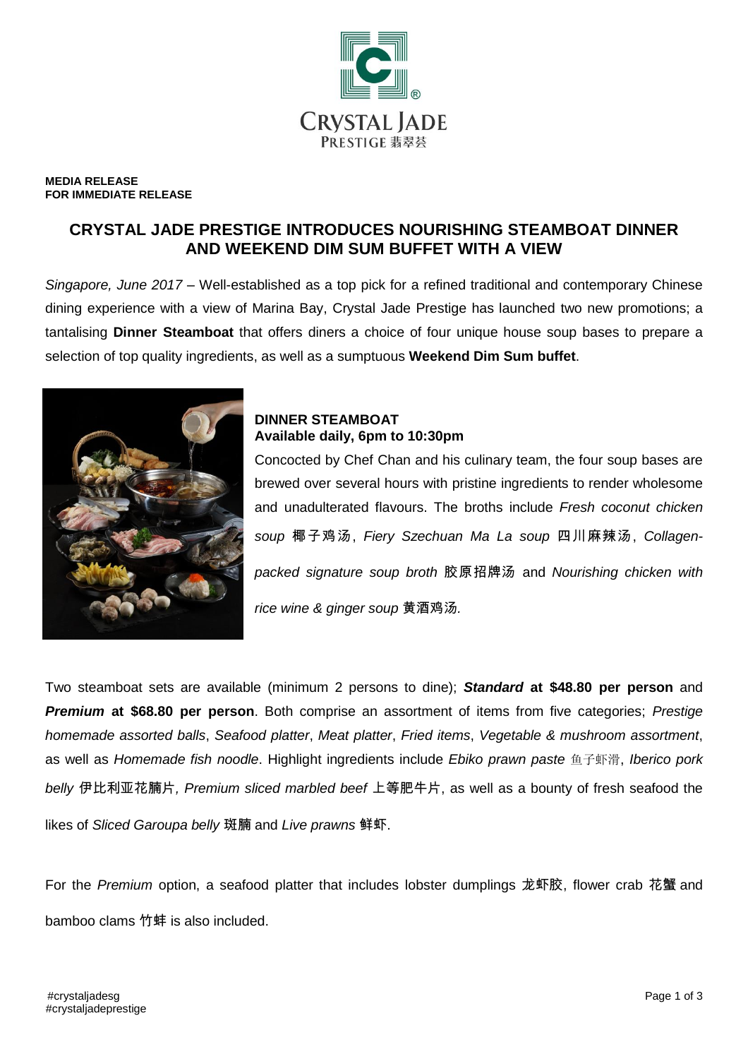**MEDIA RELEASE**
**FOR IMMEDIATE RELEASE**

# CRYSTAL JADE PRESTIGE INTRODUCES NOURISHING STEAMBOAT DINNER AND WEEKEND DIM SUM BUFFET WITH A VIEW

*Singapore, June 2017* – Well-established as a top pick for a refined traditional and contemporary Chinese dining experience with a view of Marina Bay, Crystal Jade Prestige has launched two new promotions; a tantalising **Dinner Steamboat** that offers diners a choice of four unique house soup bases to prepare a selection of top quality ingredients, as well as a sumptuous **Weekend Dim Sum buffet**.

**DINNER STEAMBOAT**
**Available daily, 6pm to 10:30pm**

Concocted by Chef Chan and his culinary team, the four soup bases are brewed over several hours with pristine ingredients to render wholesome and unadulterated flavours. The broths include *Fresh coconut chicken soup* 椰子鸡汤, *Fiery Szechuan Ma La soup* 四川麻辣汤, *Collagen-packed signature soup broth* 胶原招牌汤 and *Nourishing chicken with rice wine & ginger soup* 黄酒鸡汤.

Two steamboat sets are available (minimum 2 persons to dine); ***Standard*** **at $48.80 per person** and ***Premium*** **at $68.80 per person**. Both comprise an assortment of items from five categories; *Prestige homemade assorted balls*, *Seafood platter*, *Meat platter*, *Fried items*, *Vegetable & mushroom assortment*, as well as *Homemade fish noodle*. Highlight ingredients include *Ebiko prawn paste* 鱼子虾滑, *Iberico pork belly* 伊比利亚花腩片, *Premium sliced marbled beef* 上等肥牛片, as well as a bounty of fresh seafood the likes of *Sliced Garoupa belly* 斑腩 and *Live prawns* 鲜虾.

For the *Premium* option, a seafood platter that includes lobster dumplings 龙虾胶, flower crab 花蟹 and bamboo clams 竹蚌 is also included.

#crystaljadesg
#crystaljadeprestige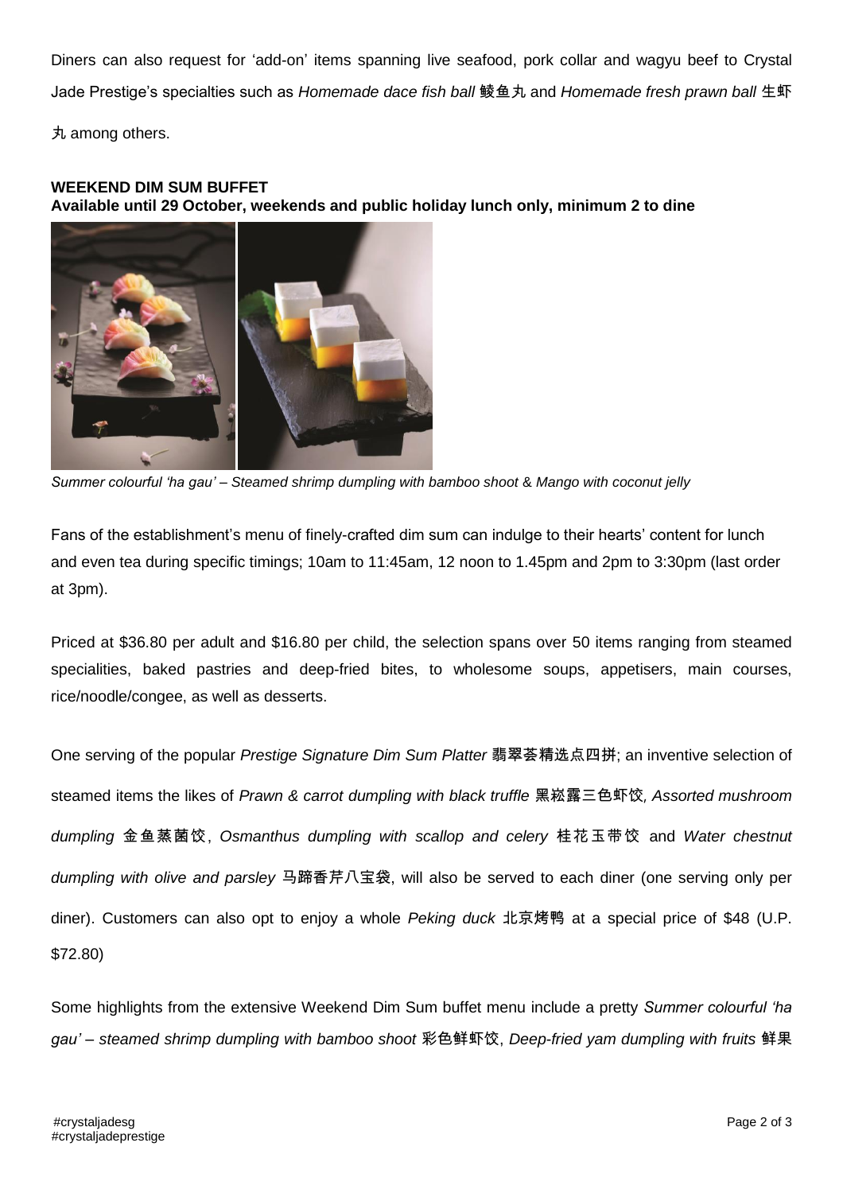Diners can also request for 'add-on' items spanning live seafood, pork collar and wagyu beef to Crystal Jade Prestige's specialties such as *Homemade dace fish ball* 鲮鱼丸 and *Homemade fresh prawn ball* 生虾丸 among others.

**WEEKEND DIM SUM BUFFET**
**Available until 29 October, weekends and public holiday lunch only, minimum 2 to dine**

*Summer colourful 'ha gau' – Steamed shrimp dumpling with bamboo shoot & Mango with coconut jelly*

Fans of the establishment's menu of finely-crafted dim sum can indulge to their hearts' content for lunch and even tea during specific timings; 10am to 11:45am, 12 noon to 1.45pm and 2pm to 3:30pm (last order at 3pm).

Priced at $36.80 per adult and $16.80 per child, the selection spans over 50 items ranging from steamed specialities, baked pastries and deep-fried bites, to wholesome soups, appetisers, main courses, rice/noodle/congee, as well as desserts.

One serving of the popular *Prestige Signature Dim Sum Platter* 翡翠荟精选点四拼; an inventive selection of steamed items the likes of *Prawn & carrot dumpling with black truffle* 黑崧露三色虾饺*, Assorted mushroom dumpling* 金鱼蒸菌饺, *Osmanthus dumpling with scallop and celery* 桂花玉带饺 and *Water chestnut dumpling with olive and parsley* 马蹄香芹八宝袋, will also be served to each diner (one serving only per diner). Customers can also opt to enjoy a whole *Peking duck* 北京烤鸭 at a special price of $48 (U.P. $72.80)

Some highlights from the extensive Weekend Dim Sum buffet menu include a pretty *Summer colourful 'ha gau' – steamed shrimp dumpling with bamboo shoot* 彩色鲜虾饺, *Deep-fried yam dumpling with fruits* 鲜果

#crystaljadesg
#crystaljadeprestige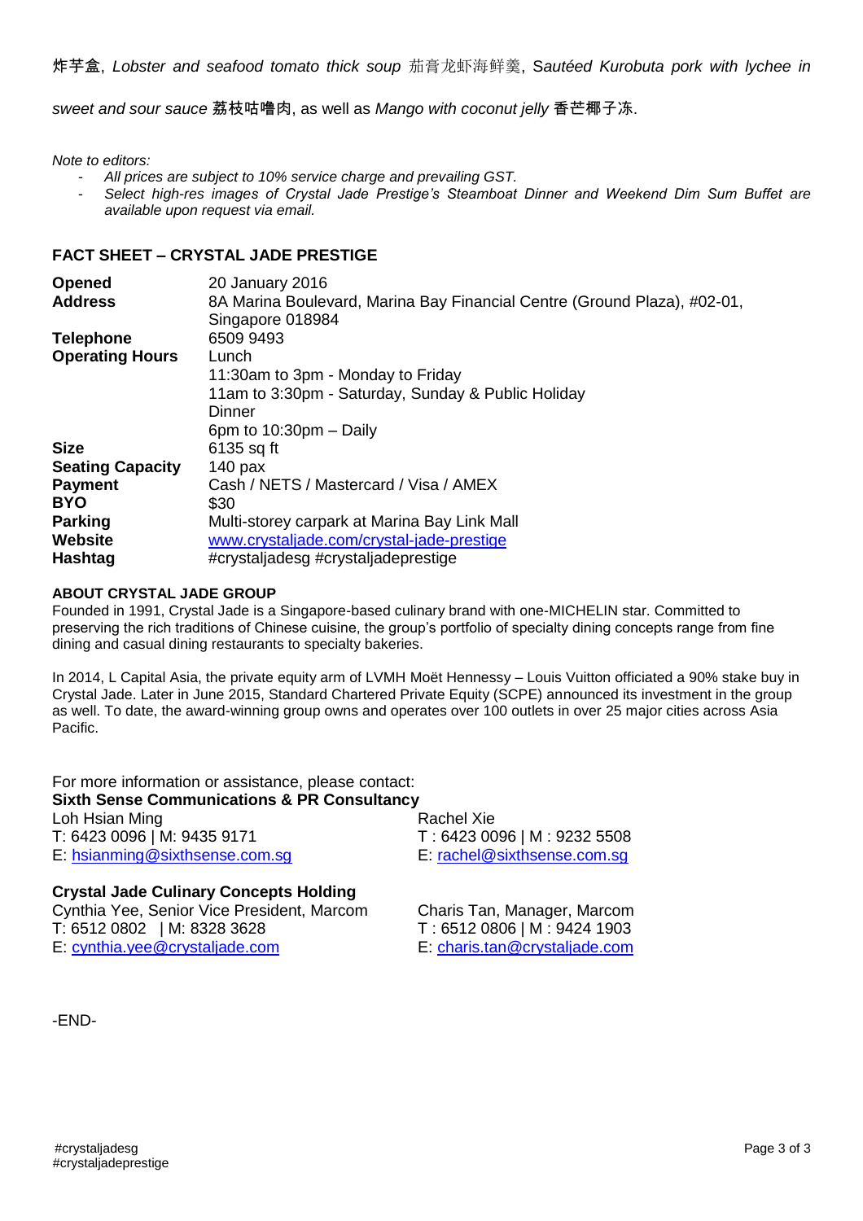炸芋盒, *Lobster and seafood tomato thick soup* 茄膏龙虾海鲜羹, *Sautéed Kurobuta pork with lychee in sweet and sour sauce* 荔枝咕噜肉, as well as *Mango with coconut jelly* 香芒椰子冻.

*Note to editors:*

- *All prices are subject to 10% service charge and prevailing GST.*
- *Select high-res images of Crystal Jade Prestige's Steamboat Dinner and Weekend Dim Sum Buffet are available upon request via email.*

## FACT SHEET – CRYSTAL JADE PRESTIGE

| | |
|---|---|
| **Opened** | 20 January 2016 |
| **Address** | 8A Marina Boulevard, Marina Bay Financial Centre (Ground Plaza), #02-01, Singapore 018984 |
| **Telephone** | 6509 9493 |
| **Operating Hours** | Lunch<br>11:30am to 3pm - Monday to Friday<br>11am to 3:30pm - Saturday, Sunday & Public Holiday<br>Dinner<br>6pm to 10:30pm – Daily |
| **Size** | 6135 sq ft |
| **Seating Capacity** | 140 pax |
| **Payment** | Cash / NETS / Mastercard / Visa / AMEX |
| **BYO** | $30 |
| **Parking** | Multi-storey carpark at Marina Bay Link Mall |
| **Website** | www.crystaljade.com/crystal-jade-prestige |
| **Hashtag** | #crystaljadesg #crystaljadeprestige |

### ABOUT CRYSTAL JADE GROUP

Founded in 1991, Crystal Jade is a Singapore-based culinary brand with one-MICHELIN star. Committed to preserving the rich traditions of Chinese cuisine, the group's portfolio of specialty dining concepts range from fine dining and casual dining restaurants to specialty bakeries.

In 2014, L Capital Asia, the private equity arm of LVMH Moët Hennessy – Louis Vuitton officiated a 90% stake buy in Crystal Jade. Later in June 2015, Standard Chartered Private Equity (SCPE) announced its investment in the group as well. To date, the award-winning group owns and operates over 100 outlets in over 25 major cities across Asia Pacific.

For more information or assistance, please contact:

**Sixth Sense Communications & PR Consultancy**

Loh Hsian Ming
T: 6423 0096 | M: 9435 9171
E: hsianming@sixthsense.com.sg

Rachel Xie
T : 6423 0096 | M : 9232 5508
E: rachel@sixthsense.com.sg

**Crystal Jade Culinary Concepts Holding**

Cynthia Yee, Senior Vice President, Marcom
T: 6512 0802 | M: 8328 3628
E: cynthia.yee@crystaljade.com

Charis Tan, Manager, Marcom
T : 6512 0806 | M : 9424 1903
E: charis.tan@crystaljade.com

-END-